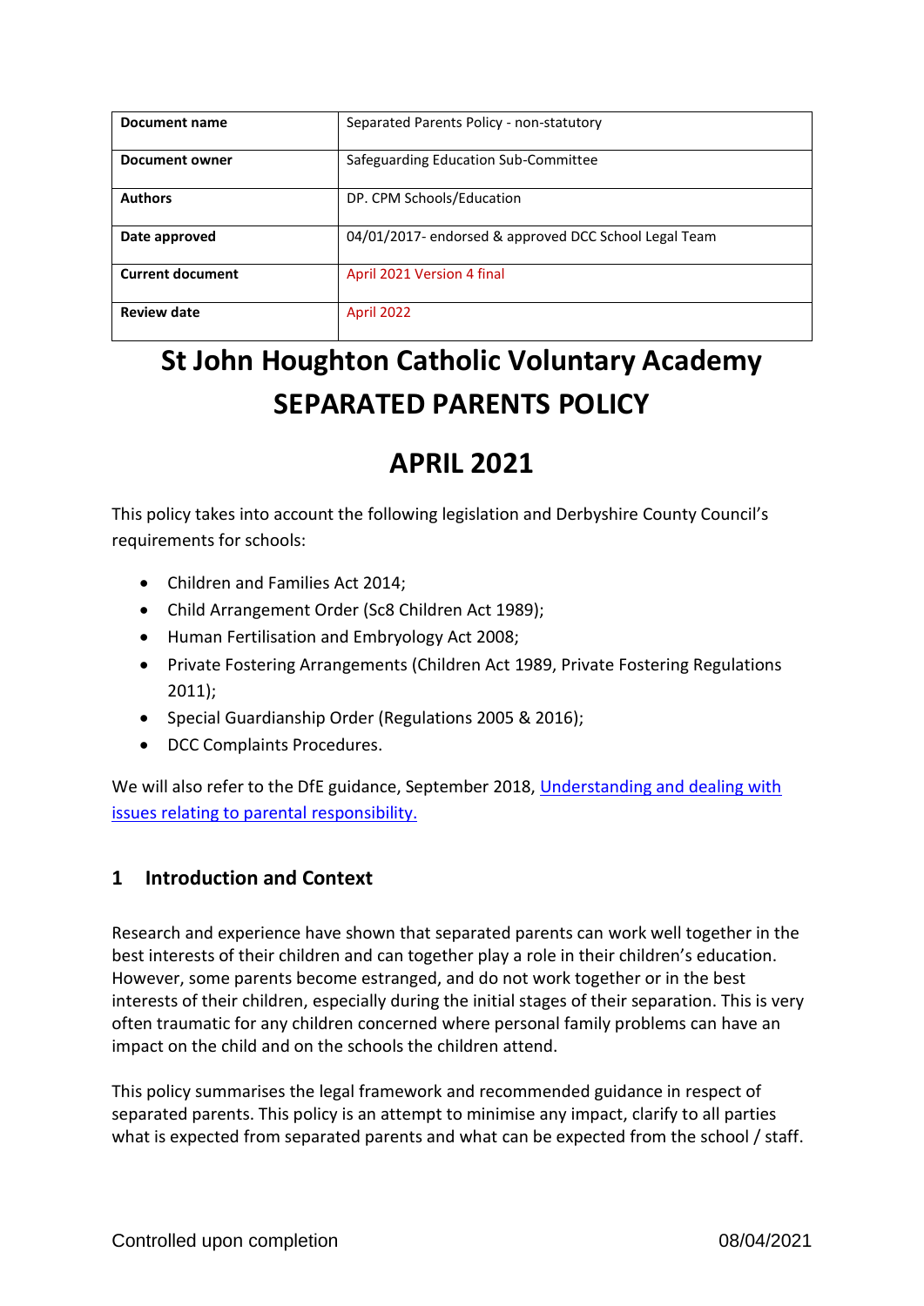| Document name | Separated Parents Policy - non-statutory |
|---|---|
| Document owner | Safeguarding Education Sub-Committee |
| Authors | DP. CPM Schools/Education |
| Date approved | 04/01/2017- endorsed & approved DCC School Legal Team |
| Current document | April 2021 Version 4 final |
| Review date | April 2022 |

# St John Houghton Catholic Voluntary Academy
# SEPARATED PARENTS POLICY

# APRIL 2021

This policy takes into account the following legislation and Derbyshire County Council's requirements for schools:

- Children and Families Act 2014;
- Child Arrangement Order (Sc8 Children Act 1989);
- Human Fertilisation and Embryology Act 2008;
- Private Fostering Arrangements (Children Act 1989, Private Fostering Regulations 2011);
- Special Guardianship Order (Regulations 2005 & 2016);
- DCC Complaints Procedures.

We will also refer to the DfE guidance, September 2018, [Understanding and dealing with issues relating to parental responsibility.]()

## 1 Introduction and Context

Research and experience have shown that separated parents can work well together in the best interests of their children and can together play a role in their children's education. However, some parents become estranged, and do not work together or in the best interests of their children, especially during the initial stages of their separation. This is very often traumatic for any children concerned where personal family problems can have an impact on the child and on the schools the children attend.

This policy summarises the legal framework and recommended guidance in respect of separated parents. This policy is an attempt to minimise any impact, clarify to all parties what is expected from separated parents and what can be expected from the school / staff.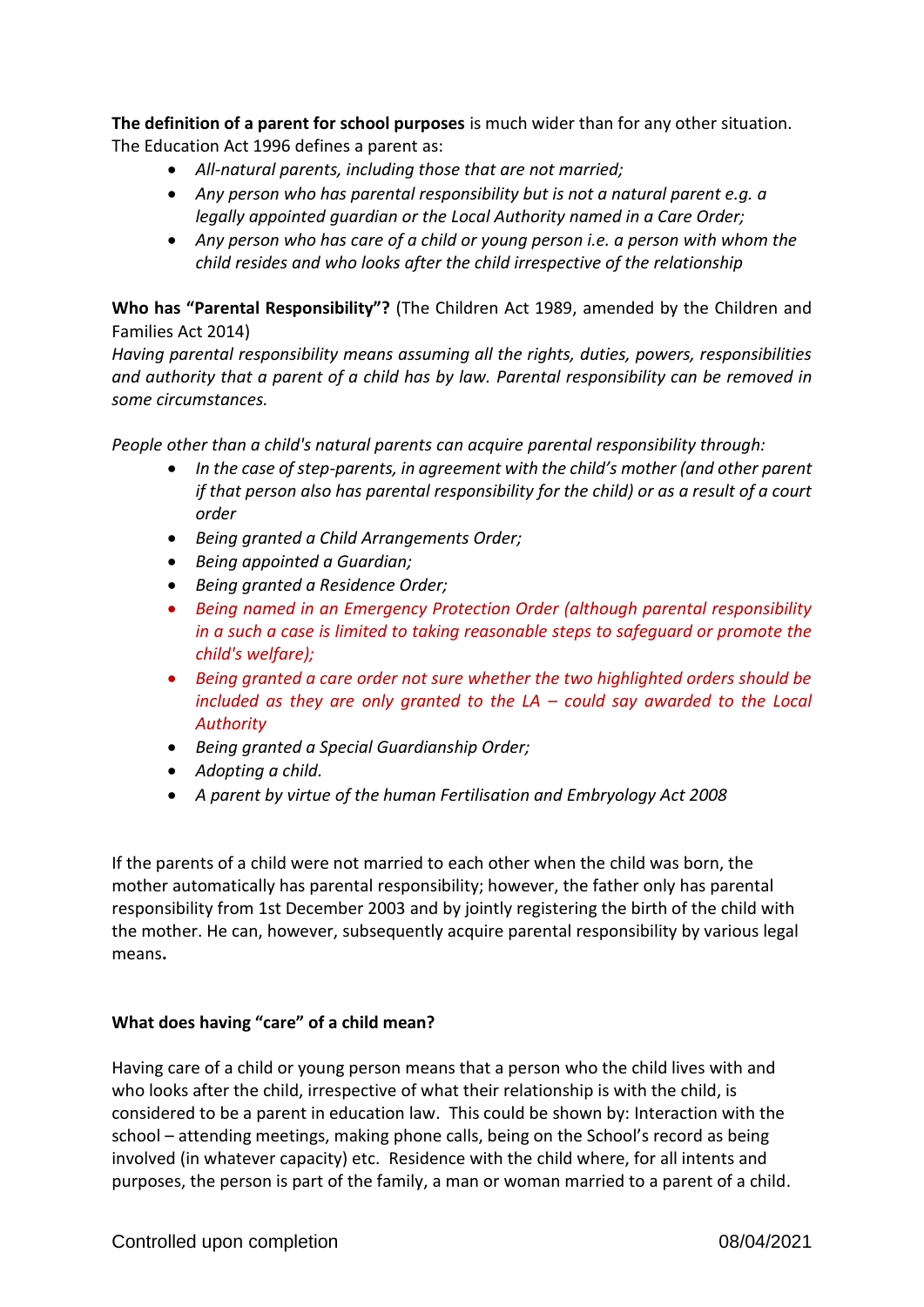**The definition of a parent for school purposes** is much wider than for any other situation. The Education Act 1996 defines a parent as:

- *All-natural parents, including those that are not married;*
- *Any person who has parental responsibility but is not a natural parent e.g. a legally appointed guardian or the Local Authority named in a Care Order;*
- *Any person who has care of a child or young person i.e. a person with whom the child resides and who looks after the child irrespective of the relationship*

**Who has "Parental Responsibility"?** (The Children Act 1989, amended by the Children and Families Act 2014)

*Having parental responsibility means assuming all the rights, duties, powers, responsibilities and authority that a parent of a child has by law. Parental responsibility can be removed in some circumstances.*

*People other than a child's natural parents can acquire parental responsibility through:*

- *In the case of step-parents, in agreement with the child's mother (and other parent if that person also has parental responsibility for the child) or as a result of a court order*
- *Being granted a Child Arrangements Order;*
- *Being appointed a Guardian;*
- *Being granted a Residence Order;*
- *Being named in an Emergency Protection Order (although parental responsibility in a such a case is limited to taking reasonable steps to safeguard or promote the child's welfare);*
- *Being granted a care order not sure whether the two highlighted orders should be included as they are only granted to the LA – could say awarded to the Local Authority*
- *Being granted a Special Guardianship Order;*
- *Adopting a child.*
- *A parent by virtue of the human Fertilisation and Embryology Act 2008*

If the parents of a child were not married to each other when the child was born, the mother automatically has parental responsibility; however, the father only has parental responsibility from 1st December 2003 and by jointly registering the birth of the child with the mother. He can, however, subsequently acquire parental responsibility by various legal means**.**

**What does having "care" of a child mean?**

Having care of a child or young person means that a person who the child lives with and who looks after the child, irrespective of what their relationship is with the child, is considered to be a parent in education law. This could be shown by: Interaction with the school – attending meetings, making phone calls, being on the School's record as being involved (in whatever capacity) etc. Residence with the child where, for all intents and purposes, the person is part of the family, a man or woman married to a parent of a child.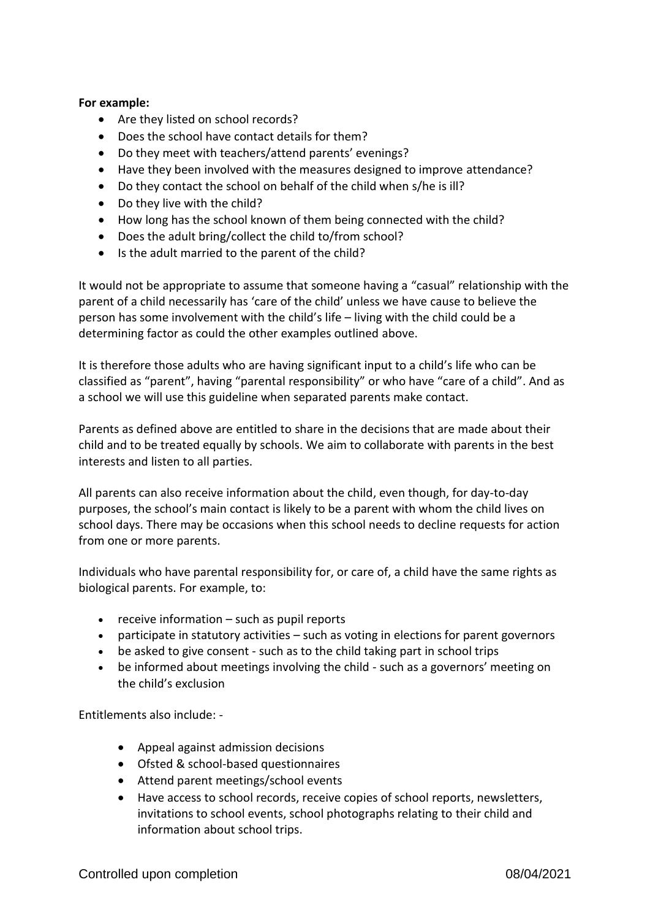**For example:**

- Are they listed on school records?
- Does the school have contact details for them?
- Do they meet with teachers/attend parents' evenings?
- Have they been involved with the measures designed to improve attendance?
- Do they contact the school on behalf of the child when s/he is ill?
- Do they live with the child?
- How long has the school known of them being connected with the child?
- Does the adult bring/collect the child to/from school?
- Is the adult married to the parent of the child?

It would not be appropriate to assume that someone having a "casual" relationship with the parent of a child necessarily has 'care of the child' unless we have cause to believe the person has some involvement with the child's life – living with the child could be a determining factor as could the other examples outlined above.

It is therefore those adults who are having significant input to a child's life who can be classified as "parent", having "parental responsibility" or who have "care of a child". And as a school we will use this guideline when separated parents make contact.

Parents as defined above are entitled to share in the decisions that are made about their child and to be treated equally by schools. We aim to collaborate with parents in the best interests and listen to all parties.

All parents can also receive information about the child, even though, for day-to-day purposes, the school's main contact is likely to be a parent with whom the child lives on school days. There may be occasions when this school needs to decline requests for action from one or more parents.

Individuals who have parental responsibility for, or care of, a child have the same rights as biological parents. For example, to:

- receive information – such as pupil reports
- participate in statutory activities – such as voting in elections for parent governors
- be asked to give consent - such as to the child taking part in school trips
- be informed about meetings involving the child - such as a governors' meeting on the child's exclusion

Entitlements also include: -

- Appeal against admission decisions
- Ofsted & school-based questionnaires
- Attend parent meetings/school events
- Have access to school records, receive copies of school reports, newsletters, invitations to school events, school photographs relating to their child and information about school trips.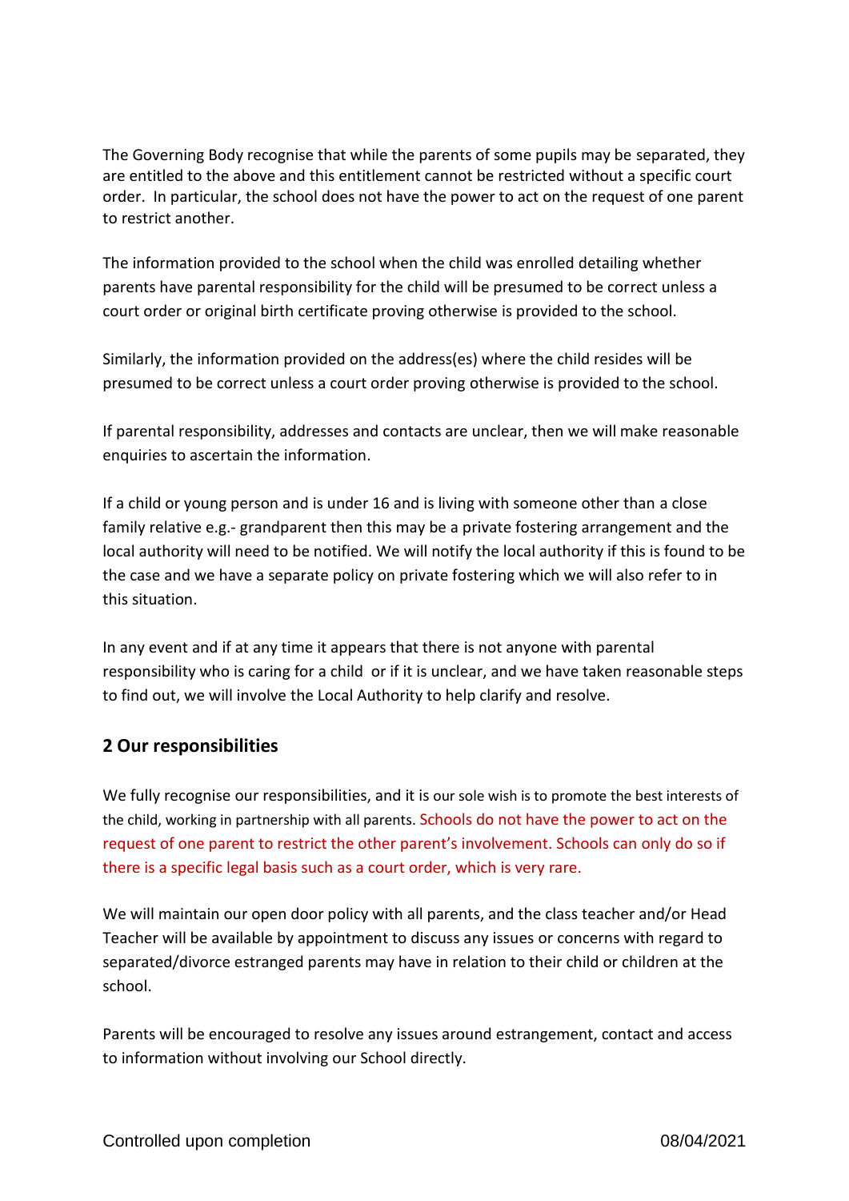The Governing Body recognise that while the parents of some pupils may be separated, they are entitled to the above and this entitlement cannot be restricted without a specific court order. In particular, the school does not have the power to act on the request of one parent to restrict another.

The information provided to the school when the child was enrolled detailing whether parents have parental responsibility for the child will be presumed to be correct unless a court order or original birth certificate proving otherwise is provided to the school.

Similarly, the information provided on the address(es) where the child resides will be presumed to be correct unless a court order proving otherwise is provided to the school.

If parental responsibility, addresses and contacts are unclear, then we will make reasonable enquiries to ascertain the information.

If a child or young person and is under 16 and is living with someone other than a close family relative e.g.- grandparent then this may be a private fostering arrangement and the local authority will need to be notified. We will notify the local authority if this is found to be the case and we have a separate policy on private fostering which we will also refer to in this situation.

In any event and if at any time it appears that there is not anyone with parental responsibility who is caring for a child or if it is unclear, and we have taken reasonable steps to find out, we will involve the Local Authority to help clarify and resolve.

## 2 Our responsibilities

We fully recognise our responsibilities, and it is our sole wish is to promote the best interests of the child, working in partnership with all parents. Schools do not have the power to act on the request of one parent to restrict the other parent's involvement. Schools can only do so if there is a specific legal basis such as a court order, which is very rare.

We will maintain our open door policy with all parents, and the class teacher and/or Head Teacher will be available by appointment to discuss any issues or concerns with regard to separated/divorce estranged parents may have in relation to their child or children at the school.

Parents will be encouraged to resolve any issues around estrangement, contact and access to information without involving our School directly.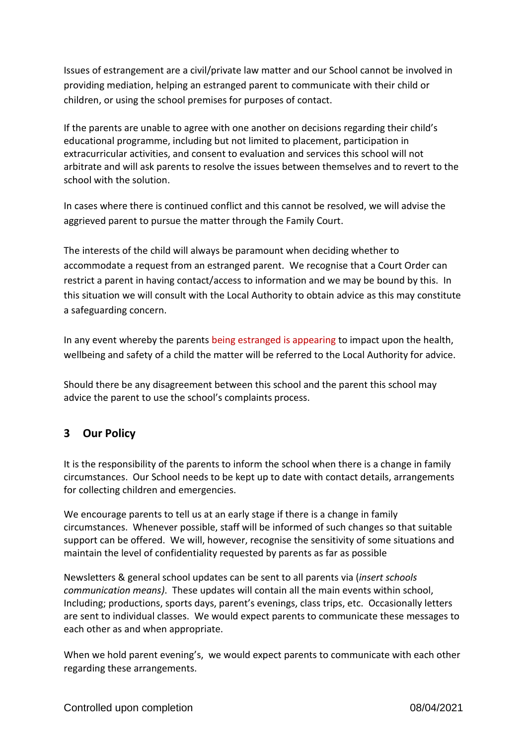Issues of estrangement are a civil/private law matter and our School cannot be involved in providing mediation, helping an estranged parent to communicate with their child or children, or using the school premises for purposes of contact.

If the parents are unable to agree with one another on decisions regarding their child's educational programme, including but not limited to placement, participation in extracurricular activities, and consent to evaluation and services this school will not arbitrate and will ask parents to resolve the issues between themselves and to revert to the school with the solution.

In cases where there is continued conflict and this cannot be resolved, we will advise the aggrieved parent to pursue the matter through the Family Court.

The interests of the child will always be paramount when deciding whether to accommodate a request from an estranged parent. We recognise that a Court Order can restrict a parent in having contact/access to information and we may be bound by this. In this situation we will consult with the Local Authority to obtain advice as this may constitute a safeguarding concern.

In any event whereby the parents being estranged is appearing to impact upon the health, wellbeing and safety of a child the matter will be referred to the Local Authority for advice.

Should there be any disagreement between this school and the parent this school may advice the parent to use the school's complaints process.

## 3 Our Policy

It is the responsibility of the parents to inform the school when there is a change in family circumstances. Our School needs to be kept up to date with contact details, arrangements for collecting children and emergencies.

We encourage parents to tell us at an early stage if there is a change in family circumstances. Whenever possible, staff will be informed of such changes so that suitable support can be offered. We will, however, recognise the sensitivity of some situations and maintain the level of confidentiality requested by parents as far as possible

Newsletters & general school updates can be sent to all parents via (*insert schools communication means)*. These updates will contain all the main events within school, Including; productions, sports days, parent's evenings, class trips, etc. Occasionally letters are sent to individual classes. We would expect parents to communicate these messages to each other as and when appropriate.

When we hold parent evening's, we would expect parents to communicate with each other regarding these arrangements.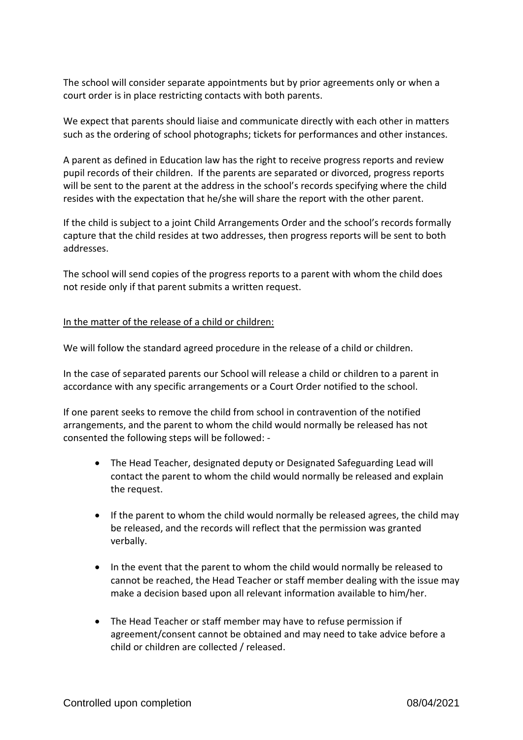The school will consider separate appointments but by prior agreements only or when a court order is in place restricting contacts with both parents.

We expect that parents should liaise and communicate directly with each other in matters such as the ordering of school photographs; tickets for performances and other instances.

A parent as defined in Education law has the right to receive progress reports and review pupil records of their children. If the parents are separated or divorced, progress reports will be sent to the parent at the address in the school's records specifying where the child resides with the expectation that he/she will share the report with the other parent.

If the child is subject to a joint Child Arrangements Order and the school's records formally capture that the child resides at two addresses, then progress reports will be sent to both addresses.

The school will send copies of the progress reports to a parent with whom the child does not reside only if that parent submits a written request.

<u>In the matter of the release of a child or children:</u>

We will follow the standard agreed procedure in the release of a child or children.

In the case of separated parents our School will release a child or children to a parent in accordance with any specific arrangements or a Court Order notified to the school.

If one parent seeks to remove the child from school in contravention of the notified arrangements, and the parent to whom the child would normally be released has not consented the following steps will be followed: -

- The Head Teacher, designated deputy or Designated Safeguarding Lead will contact the parent to whom the child would normally be released and explain the request.
- If the parent to whom the child would normally be released agrees, the child may be released, and the records will reflect that the permission was granted verbally.
- In the event that the parent to whom the child would normally be released to cannot be reached, the Head Teacher or staff member dealing with the issue may make a decision based upon all relevant information available to him/her.
- The Head Teacher or staff member may have to refuse permission if agreement/consent cannot be obtained and may need to take advice before a child or children are collected / released.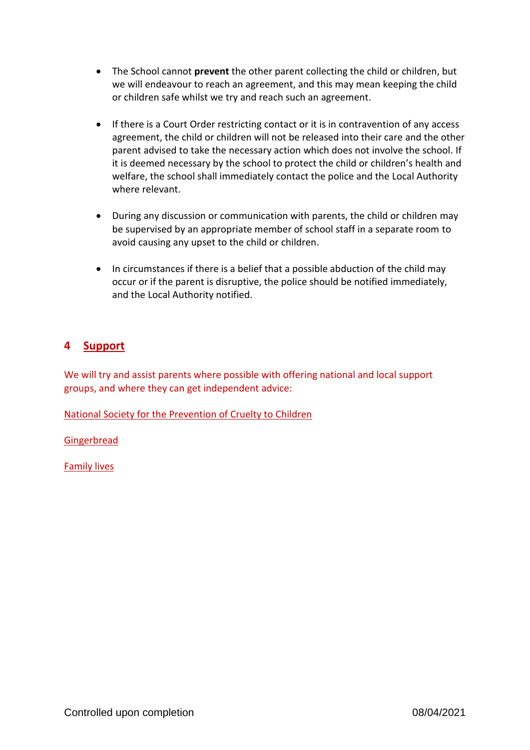- The School cannot **prevent** the other parent collecting the child or children, but we will endeavour to reach an agreement, and this may mean keeping the child or children safe whilst we try and reach such an agreement.

- If there is a Court Order restricting contact or it is in contravention of any access agreement, the child or children will not be released into their care and the other parent advised to take the necessary action which does not involve the school. If it is deemed necessary by the school to protect the child or children's health and welfare, the school shall immediately contact the police and the Local Authority where relevant.

- During any discussion or communication with parents, the child or children may be supervised by an appropriate member of school staff in a separate room to avoid causing any upset to the child or children.

- In circumstances if there is a belief that a possible abduction of the child may occur or if the parent is disruptive, the police should be notified immediately, and the Local Authority notified.

## 4 Support

We will try and assist parents where possible with offering national and local support groups, and where they can get independent advice:

National Society for the Prevention of Cruelty to Children

Gingerbread

Family lives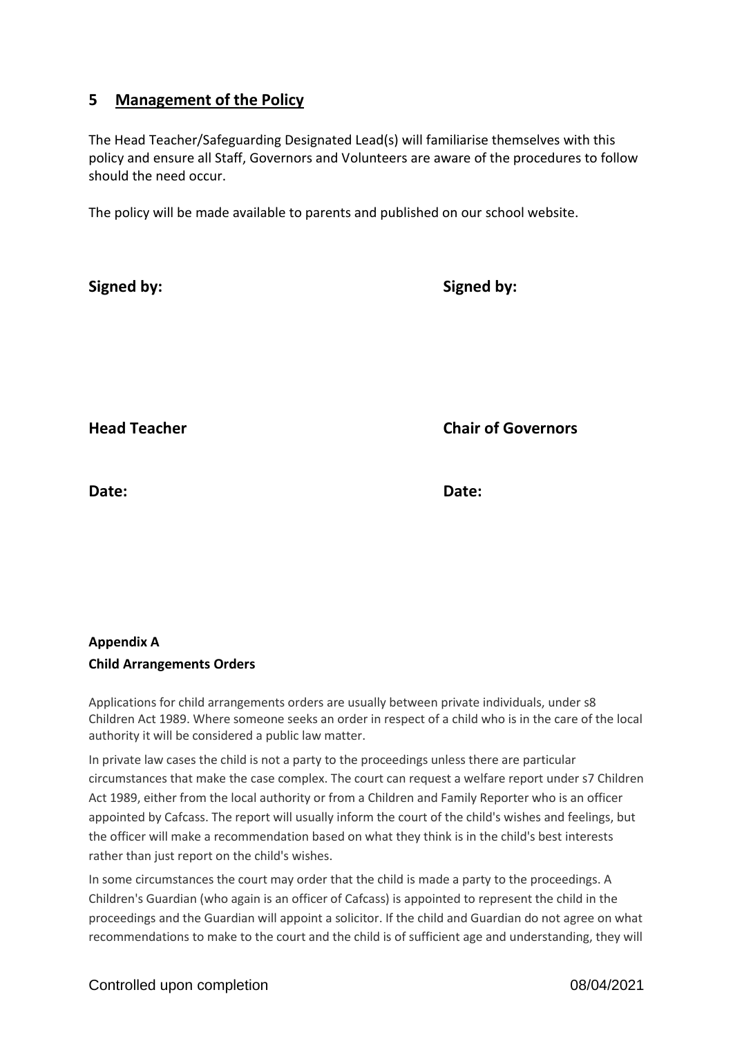## 5 Management of the Policy

The Head Teacher/Safeguarding Designated Lead(s) will familiarise themselves with this policy and ensure all Staff, Governors and Volunteers are aware of the procedures to follow should the need occur.

The policy will be made available to parents and published on our school website.

**Signed by:**

**Head Teacher**

**Date:**

**Signed by:**

**Chair of Governors**

**Date:**

**Appendix A**

**Child Arrangements Orders**

Applications for child arrangements orders are usually between private individuals, under s8 Children Act 1989. Where someone seeks an order in respect of a child who is in the care of the local authority it will be considered a public law matter.

In private law cases the child is not a party to the proceedings unless there are particular circumstances that make the case complex. The court can request a welfare report under s7 Children Act 1989, either from the local authority or from a Children and Family Reporter who is an officer appointed by Cafcass. The report will usually inform the court of the child's wishes and feelings, but the officer will make a recommendation based on what they think is in the child's best interests rather than just report on the child's wishes.

In some circumstances the court may order that the child is made a party to the proceedings. A Children's Guardian (who again is an officer of Cafcass) is appointed to represent the child in the proceedings and the Guardian will appoint a solicitor. If the child and Guardian do not agree on what recommendations to make to the court and the child is of sufficient age and understanding, they will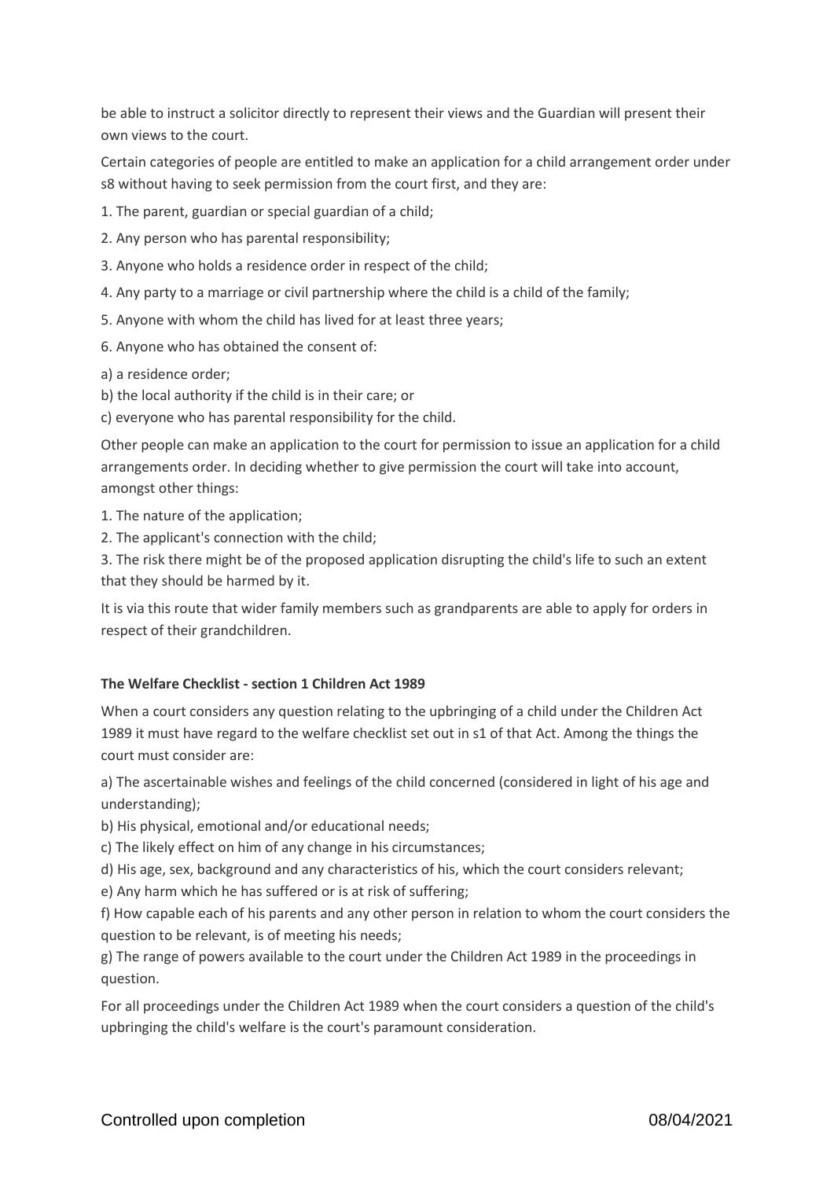be able to instruct a solicitor directly to represent their views and the Guardian will present their own views to the court.

Certain categories of people are entitled to make an application for a child arrangement order under s8 without having to seek permission from the court first, and they are:

1. The parent, guardian or special guardian of a child;
2. Any person who has parental responsibility;
3. Anyone who holds a residence order in respect of the child;
4. Any party to a marriage or civil partnership where the child is a child of the family;
5. Anyone with whom the child has lived for at least three years;
6. Anyone who has obtained the consent of:

a) a residence order;
b) the local authority if the child is in their care; or
c) everyone who has parental responsibility for the child.

Other people can make an application to the court for permission to issue an application for a child arrangements order. In deciding whether to give permission the court will take into account, amongst other things:

1. The nature of the application;
2. The applicant's connection with the child;
3. The risk there might be of the proposed application disrupting the child's life to such an extent that they should be harmed by it.

It is via this route that wider family members such as grandparents are able to apply for orders in respect of their grandchildren.

**The Welfare Checklist - section 1 Children Act 1989**

When a court considers any question relating to the upbringing of a child under the Children Act 1989 it must have regard to the welfare checklist set out in s1 of that Act. Among the things the court must consider are:

a) The ascertainable wishes and feelings of the child concerned (considered in light of his age and understanding);
b) His physical, emotional and/or educational needs;
c) The likely effect on him of any change in his circumstances;
d) His age, sex, background and any characteristics of his, which the court considers relevant;
e) Any harm which he has suffered or is at risk of suffering;
f) How capable each of his parents and any other person in relation to whom the court considers the question to be relevant, is of meeting his needs;
g) The range of powers available to the court under the Children Act 1989 in the proceedings in question.

For all proceedings under the Children Act 1989 when the court considers a question of the child's upbringing the child's welfare is the court's paramount consideration.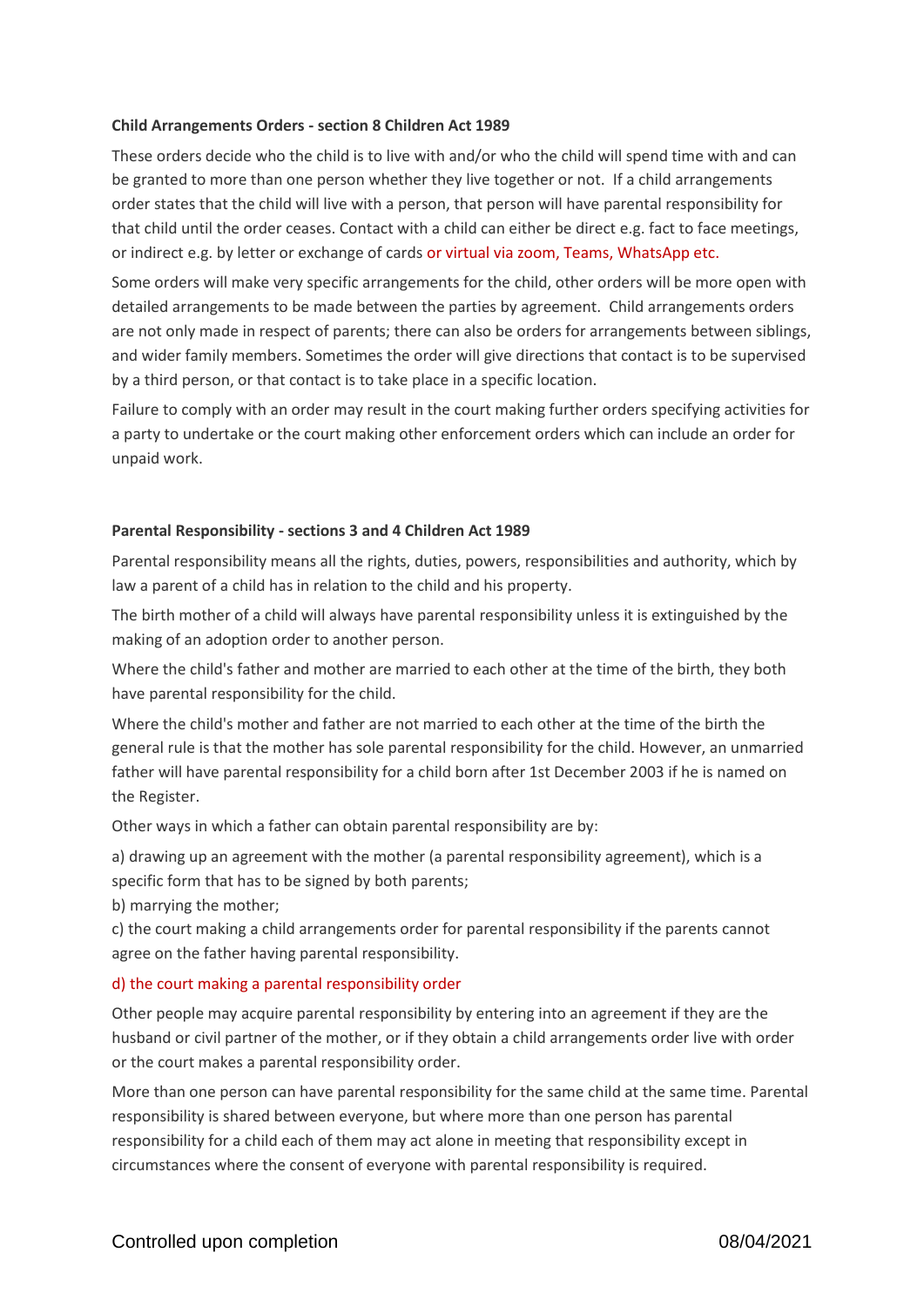**Child Arrangements Orders - section 8 Children Act 1989**

These orders decide who the child is to live with and/or who the child will spend time with and can be granted to more than one person whether they live together or not. If a child arrangements order states that the child will live with a person, that person will have parental responsibility for that child until the order ceases. Contact with a child can either be direct e.g. fact to face meetings, or indirect e.g. by letter or exchange of cards or virtual via zoom, Teams, WhatsApp etc.

Some orders will make very specific arrangements for the child, other orders will be more open with detailed arrangements to be made between the parties by agreement. Child arrangements orders are not only made in respect of parents; there can also be orders for arrangements between siblings, and wider family members. Sometimes the order will give directions that contact is to be supervised by a third person, or that contact is to take place in a specific location.

Failure to comply with an order may result in the court making further orders specifying activities for a party to undertake or the court making other enforcement orders which can include an order for unpaid work.

**Parental Responsibility - sections 3 and 4 Children Act 1989**

Parental responsibility means all the rights, duties, powers, responsibilities and authority, which by law a parent of a child has in relation to the child and his property.

The birth mother of a child will always have parental responsibility unless it is extinguished by the making of an adoption order to another person.

Where the child's father and mother are married to each other at the time of the birth, they both have parental responsibility for the child.

Where the child's mother and father are not married to each other at the time of the birth the general rule is that the mother has sole parental responsibility for the child. However, an unmarried father will have parental responsibility for a child born after 1st December 2003 if he is named on the Register.

Other ways in which a father can obtain parental responsibility are by:

a) drawing up an agreement with the mother (a parental responsibility agreement), which is a specific form that has to be signed by both parents;
b) marrying the mother;
c) the court making a child arrangements order for parental responsibility if the parents cannot agree on the father having parental responsibility.

d) the court making a parental responsibility order

Other people may acquire parental responsibility by entering into an agreement if they are the husband or civil partner of the mother, or if they obtain a child arrangements order live with order or the court makes a parental responsibility order.

More than one person can have parental responsibility for the same child at the same time. Parental responsibility is shared between everyone, but where more than one person has parental responsibility for a child each of them may act alone in meeting that responsibility except in circumstances where the consent of everyone with parental responsibility is required.

Controlled upon completion 08/04/2021